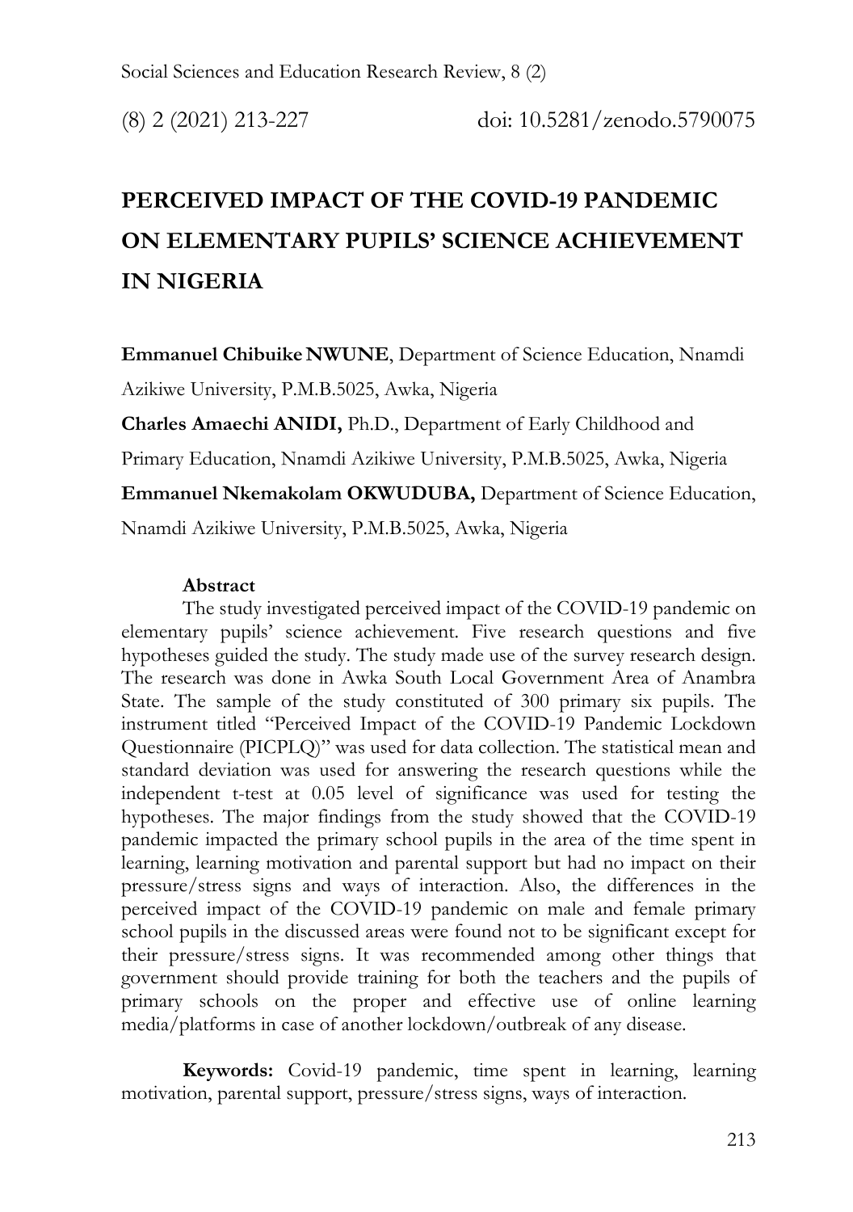# PERCEIVED IMPACT OF THE COVID-19 PANDEMIC ON ELEMENTARY PUPILS' SCIENCE ACHIEVEMENT IN NIGERIA

**Emmanuel Chibuike NWUNE**, Department of Science Education, Nnamdi Azikiwe University, P.M.B.5025, Awka, Nigeria

**Charles Amaechi ANIDI,** Ph.D., Department of Early Childhood and Primary Education, Nnamdi Azikiwe University, P.M.B.5025, Awka, Nigeria

**Emmanuel Nkemakolam OKWUDUBA,** Department of Science Education, Nnamdi Azikiwe University, P.M.B.5025, Awka, Nigeria

## Abstract

The study investigated perceived impact of the COVID-19 pandemic on elementary pupils' science achievement. Five research questions and five hypotheses guided the study. The study made use of the survey research design. The research was done in Awka South Local Government Area of Anambra State. The sample of the study constituted of 300 primary six pupils. The instrument titled "Perceived Impact of the COVID-19 Pandemic Lockdown Questionnaire (PICPLQ)" was used for data collection. The statistical mean and standard deviation was used for answering the research questions while the independent t-test at 0.05 level of significance was used for testing the hypotheses. The major findings from the study showed that the COVID-19 pandemic impacted the primary school pupils in the area of the time spent in learning, learning motivation and parental support but had no impact on their pressure/stress signs and ways of interaction. Also, the differences in the perceived impact of the COVID-19 pandemic on male and female primary school pupils in the discussed areas were found not to be significant except for their pressure/stress signs. It was recommended among other things that government should provide training for both the teachers and the pupils of primary schools on the proper and effective use of online learning media/platforms in case of another lockdown/outbreak of any disease.

**Keywords:** Covid-19 pandemic, time spent in learning, learning motivation, parental support, pressure/stress signs, ways of interaction.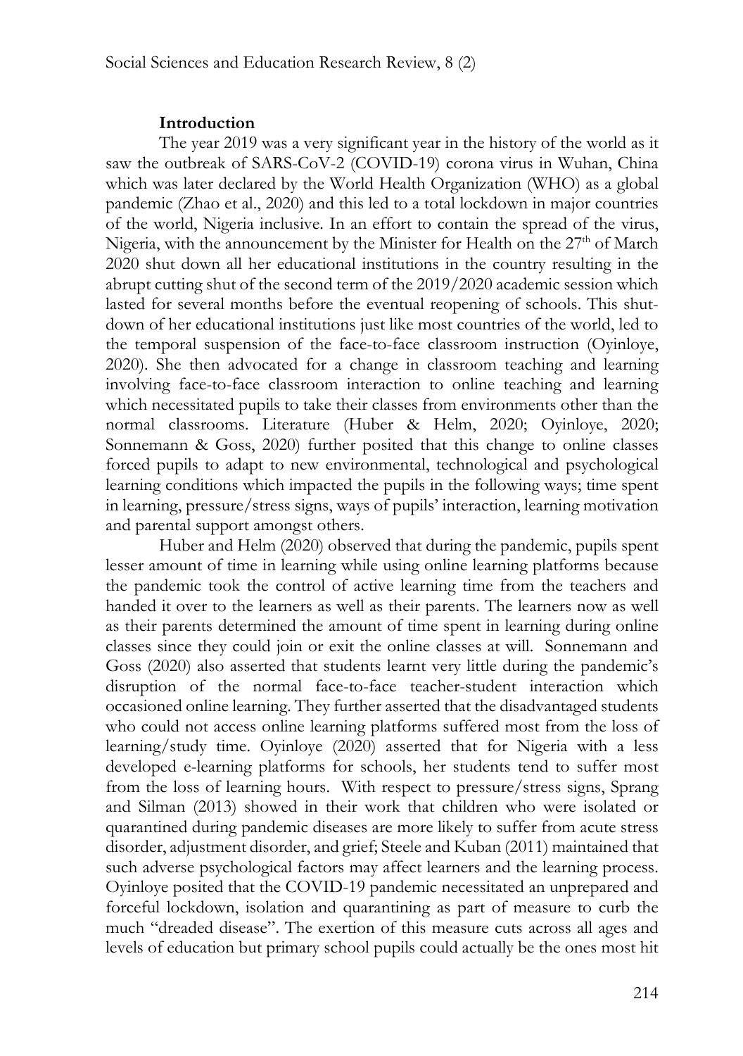## Introduction

The year 2019 was a very significant year in the history of the world as it saw the outbreak of SARS-CoV-2 (COVID-19) corona virus in Wuhan, China which was later declared by the World Health Organization (WHO) as a global pandemic (Zhao et al., 2020) and this led to a total lockdown in major countries of the world, Nigeria inclusive. In an effort to contain the spread of the virus, Nigeria, with the announcement by the Minister for Health on the 27th of March 2020 shut down all her educational institutions in the country resulting in the abrupt cutting shut of the second term of the 2019/2020 academic session which lasted for several months before the eventual reopening of schools. This shutdown of her educational institutions just like most countries of the world, led to the temporal suspension of the face-to-face classroom instruction (Oyinloye, 2020). She then advocated for a change in classroom teaching and learning involving face-to-face classroom interaction to online teaching and learning which necessitated pupils to take their classes from environments other than the normal classrooms. Literature (Huber & Helm, 2020; Oyinloye, 2020; Sonnemann & Goss, 2020) further posited that this change to online classes forced pupils to adapt to new environmental, technological and psychological learning conditions which impacted the pupils in the following ways; time spent in learning, pressure/stress signs, ways of pupils' interaction, learning motivation and parental support amongst others.

Huber and Helm (2020) observed that during the pandemic, pupils spent lesser amount of time in learning while using online learning platforms because the pandemic took the control of active learning time from the teachers and handed it over to the learners as well as their parents. The learners now as well as their parents determined the amount of time spent in learning during online classes since they could join or exit the online classes at will. Sonnemann and Goss (2020) also asserted that students learnt very little during the pandemic's disruption of the normal face-to-face teacher-student interaction which occasioned online learning. They further asserted that the disadvantaged students who could not access online learning platforms suffered most from the loss of learning/study time. Oyinloye (2020) asserted that for Nigeria with a less developed e-learning platforms for schools, her students tend to suffer most from the loss of learning hours. With respect to pressure/stress signs, Sprang and Silman (2013) showed in their work that children who were isolated or quarantined during pandemic diseases are more likely to suffer from acute stress disorder, adjustment disorder, and grief; Steele and Kuban (2011) maintained that such adverse psychological factors may affect learners and the learning process. Oyinloye posited that the COVID-19 pandemic necessitated an unprepared and forceful lockdown, isolation and quarantining as part of measure to curb the much "dreaded disease". The exertion of this measure cuts across all ages and levels of education but primary school pupils could actually be the ones most hit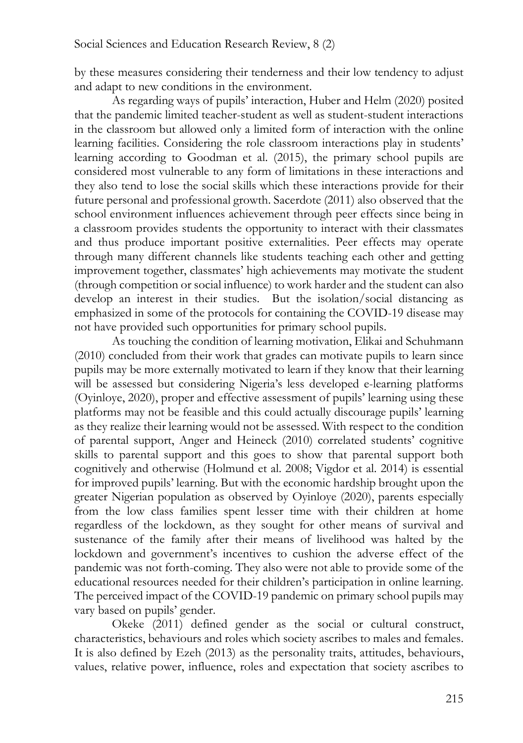by these measures considering their tenderness and their low tendency to adjust and adapt to new conditions in the environment.

As regarding ways of pupils' interaction, Huber and Helm (2020) posited that the pandemic limited teacher-student as well as student-student interactions in the classroom but allowed only a limited form of interaction with the online learning facilities. Considering the role classroom interactions play in students' learning according to Goodman et al. (2015), the primary school pupils are considered most vulnerable to any form of limitations in these interactions and they also tend to lose the social skills which these interactions provide for their future personal and professional growth. Sacerdote (2011) also observed that the school environment influences achievement through peer effects since being in a classroom provides students the opportunity to interact with their classmates and thus produce important positive externalities. Peer effects may operate through many different channels like students teaching each other and getting improvement together, classmates' high achievements may motivate the student (through competition or social influence) to work harder and the student can also develop an interest in their studies. But the isolation/social distancing as emphasized in some of the protocols for containing the COVID-19 disease may not have provided such opportunities for primary school pupils.

As touching the condition of learning motivation, Elikai and Schuhmann (2010) concluded from their work that grades can motivate pupils to learn since pupils may be more externally motivated to learn if they know that their learning will be assessed but considering Nigeria's less developed e-learning platforms (Oyinloye, 2020), proper and effective assessment of pupils' learning using these platforms may not be feasible and this could actually discourage pupils' learning as they realize their learning would not be assessed. With respect to the condition of parental support, Anger and Heineck (2010) correlated students' cognitive skills to parental support and this goes to show that parental support both cognitively and otherwise (Holmund et al. 2008; Vigdor et al. 2014) is essential for improved pupils' learning. But with the economic hardship brought upon the greater Nigerian population as observed by Oyinloye (2020), parents especially from the low class families spent lesser time with their children at home regardless of the lockdown, as they sought for other means of survival and sustenance of the family after their means of livelihood was halted by the lockdown and government's incentives to cushion the adverse effect of the pandemic was not forth-coming. They also were not able to provide some of the educational resources needed for their children's participation in online learning. The perceived impact of the COVID-19 pandemic on primary school pupils may vary based on pupils' gender.

Okeke (2011) defined gender as the social or cultural construct, characteristics, behaviours and roles which society ascribes to males and females. It is also defined by Ezeh (2013) as the personality traits, attitudes, behaviours, values, relative power, influence, roles and expectation that society ascribes to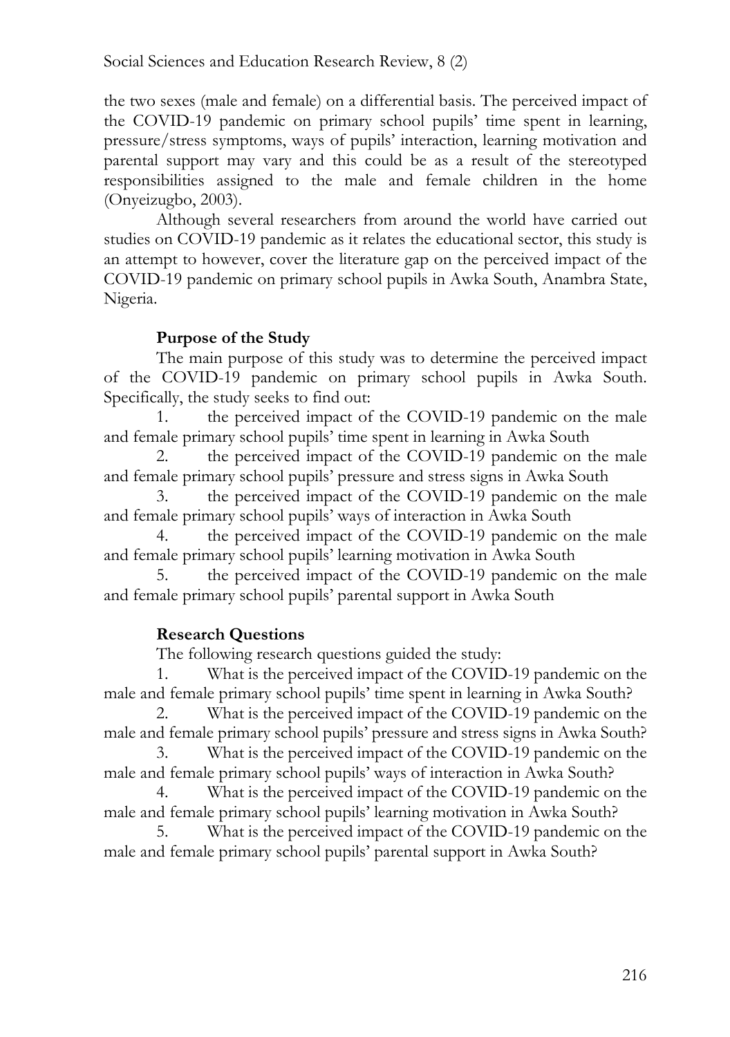the two sexes (male and female) on a differential basis. The perceived impact of the COVID-19 pandemic on primary school pupils' time spent in learning, pressure/stress symptoms, ways of pupils' interaction, learning motivation and parental support may vary and this could be as a result of the stereotyped responsibilities assigned to the male and female children in the home (Onyeizugbo, 2003).

Although several researchers from around the world have carried out studies on COVID-19 pandemic as it relates the educational sector, this study is an attempt to however, cover the literature gap on the perceived impact of the COVID-19 pandemic on primary school pupils in Awka South, Anambra State, Nigeria.

## Purpose of the Study

The main purpose of this study was to determine the perceived impact of the COVID-19 pandemic on primary school pupils in Awka South. Specifically, the study seeks to find out:

1. the perceived impact of the COVID-19 pandemic on the male and female primary school pupils' time spent in learning in Awka South
2. the perceived impact of the COVID-19 pandemic on the male and female primary school pupils' pressure and stress signs in Awka South
3. the perceived impact of the COVID-19 pandemic on the male and female primary school pupils' ways of interaction in Awka South
4. the perceived impact of the COVID-19 pandemic on the male and female primary school pupils' learning motivation in Awka South
5. the perceived impact of the COVID-19 pandemic on the male and female primary school pupils' parental support in Awka South

## Research Questions

The following research questions guided the study:

1. What is the perceived impact of the COVID-19 pandemic on the male and female primary school pupils' time spent in learning in Awka South?
2. What is the perceived impact of the COVID-19 pandemic on the male and female primary school pupils' pressure and stress signs in Awka South?
3. What is the perceived impact of the COVID-19 pandemic on the male and female primary school pupils' ways of interaction in Awka South?
4. What is the perceived impact of the COVID-19 pandemic on the male and female primary school pupils' learning motivation in Awka South?
5. What is the perceived impact of the COVID-19 pandemic on the male and female primary school pupils' parental support in Awka South?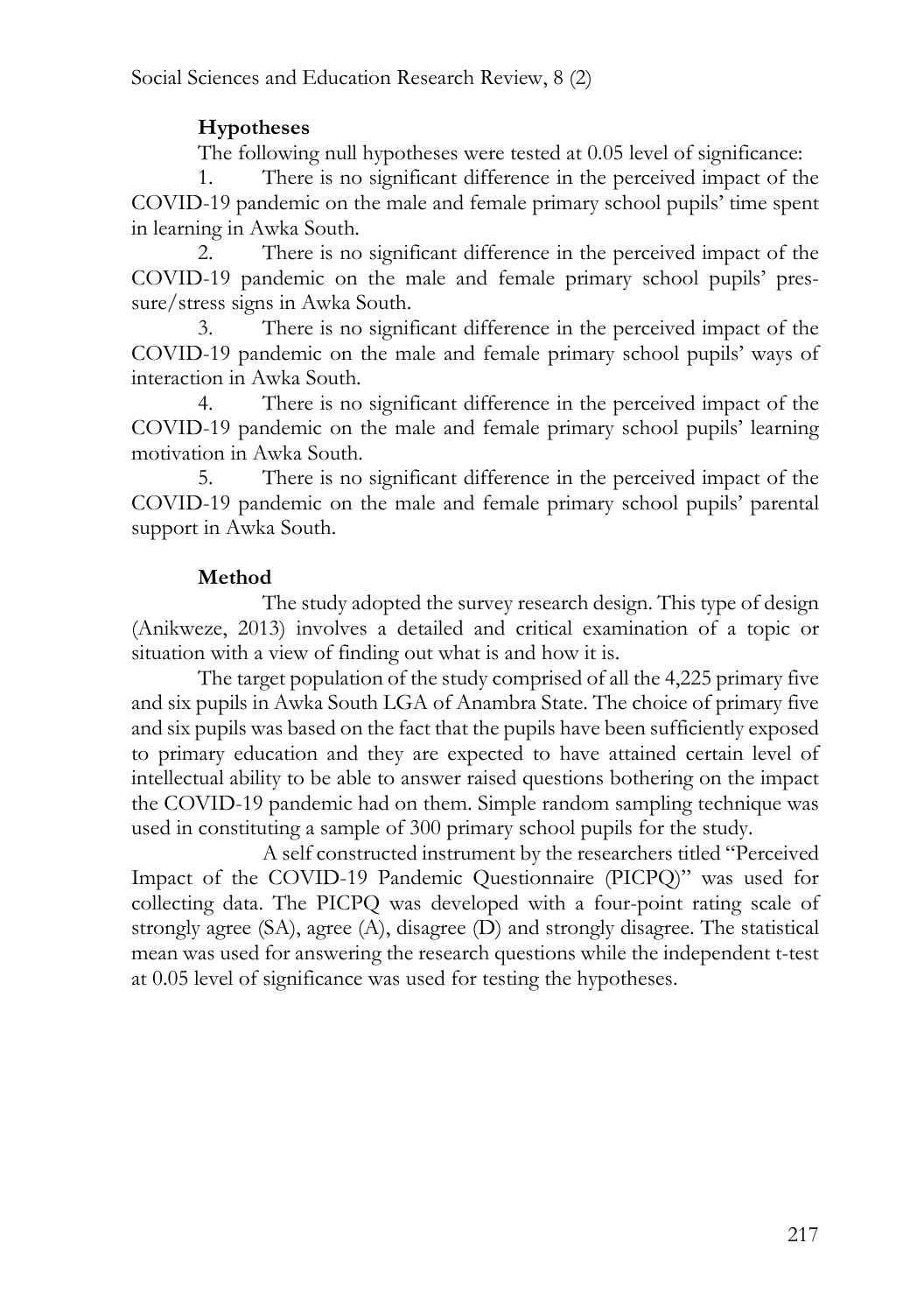## Hypotheses

The following null hypotheses were tested at 0.05 level of significance:

1. There is no significant difference in the perceived impact of the COVID-19 pandemic on the male and female primary school pupils' time spent in learning in Awka South.
2. There is no significant difference in the perceived impact of the COVID-19 pandemic on the male and female primary school pupils' pressure/stress signs in Awka South.
3. There is no significant difference in the perceived impact of the COVID-19 pandemic on the male and female primary school pupils' ways of interaction in Awka South.
4. There is no significant difference in the perceived impact of the COVID-19 pandemic on the male and female primary school pupils' learning motivation in Awka South.
5. There is no significant difference in the perceived impact of the COVID-19 pandemic on the male and female primary school pupils' parental support in Awka South.

## Method

The study adopted the survey research design. This type of design (Anikweze, 2013) involves a detailed and critical examination of a topic or situation with a view of finding out what is and how it is.

The target population of the study comprised of all the 4,225 primary five and six pupils in Awka South LGA of Anambra State. The choice of primary five and six pupils was based on the fact that the pupils have been sufficiently exposed to primary education and they are expected to have attained certain level of intellectual ability to be able to answer raised questions bothering on the impact the COVID-19 pandemic had on them. Simple random sampling technique was used in constituting a sample of 300 primary school pupils for the study.

A self constructed instrument by the researchers titled "Perceived Impact of the COVID-19 Pandemic Questionnaire (PICPQ)" was used for collecting data. The PICPQ was developed with a four-point rating scale of strongly agree (SA), agree (A), disagree (D) and strongly disagree. The statistical mean was used for answering the research questions while the independent t-test at 0.05 level of significance was used for testing the hypotheses.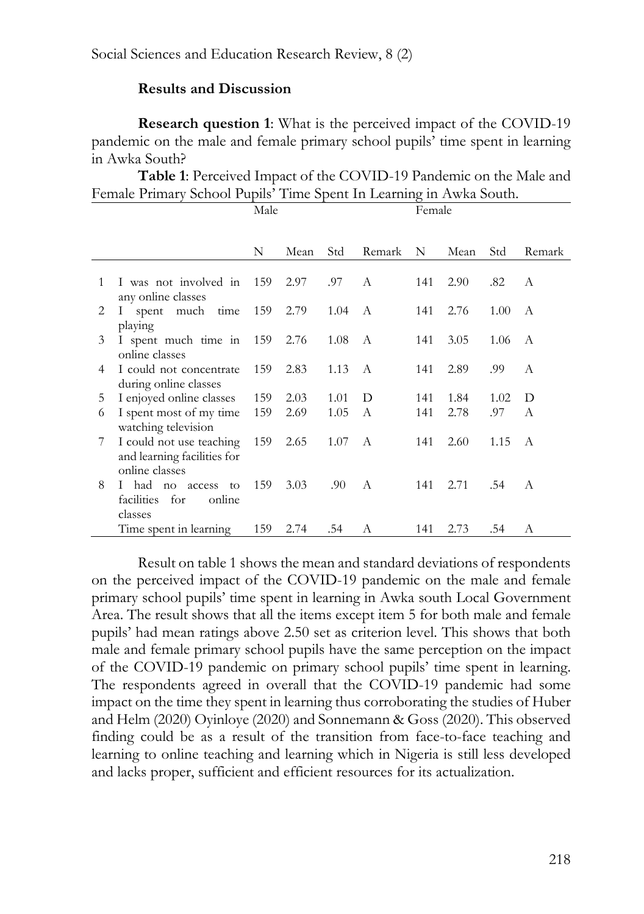### Results and Discussion

**Research question 1**: What is the perceived impact of the COVID-19 pandemic on the male and female primary school pupils' time spent in learning in Awka South?

**Table 1**: Perceived Impact of the COVID-19 Pandemic on the Male and Female Primary School Pupils' Time Spent In Learning in Awka South.

| | | Male | | | | Female | | | |
|---|---|---|---|---|---|---|---|---|---|
| | | N | Mean | Std | Remark | N | Mean | Std | Remark |
| 1 | I was not involved in any online classes | 159 | 2.97 | .97 | A | 141 | 2.90 | .82 | A |
| 2 | I spent much time playing | 159 | 2.79 | 1.04 | A | 141 | 2.76 | 1.00 | A |
| 3 | I spent much time in online classes | 159 | 2.76 | 1.08 | A | 141 | 3.05 | 1.06 | A |
| 4 | I could not concentrate during online classes | 159 | 2.83 | 1.13 | A | 141 | 2.89 | .99 | A |
| 5 | I enjoyed online classes | 159 | 2.03 | 1.01 | D | 141 | 1.84 | 1.02 | D |
| 6 | I spent most of my time watching television | 159 | 2.69 | 1.05 | A | 141 | 2.78 | .97 | A |
| 7 | I could not use teaching and learning facilities for online classes | 159 | 2.65 | 1.07 | A | 141 | 2.60 | 1.15 | A |
| 8 | I had no access to facilities for online classes | 159 | 3.03 | .90 | A | 141 | 2.71 | .54 | A |
| | Time spent in learning | 159 | 2.74 | .54 | A | 141 | 2.73 | .54 | A |

Result on table 1 shows the mean and standard deviations of respondents on the perceived impact of the COVID-19 pandemic on the male and female primary school pupils' time spent in learning in Awka south Local Government Area. The result shows that all the items except item 5 for both male and female pupils' had mean ratings above 2.50 set as criterion level. This shows that both male and female primary school pupils have the same perception on the impact of the COVID-19 pandemic on primary school pupils' time spent in learning. The respondents agreed in overall that the COVID-19 pandemic had some impact on the time they spent in learning thus corroborating the studies of Huber and Helm (2020) Oyinloye (2020) and Sonnemann & Goss (2020). This observed finding could be as a result of the transition from face-to-face teaching and learning to online teaching and learning which in Nigeria is still less developed and lacks proper, sufficient and efficient resources for its actualization.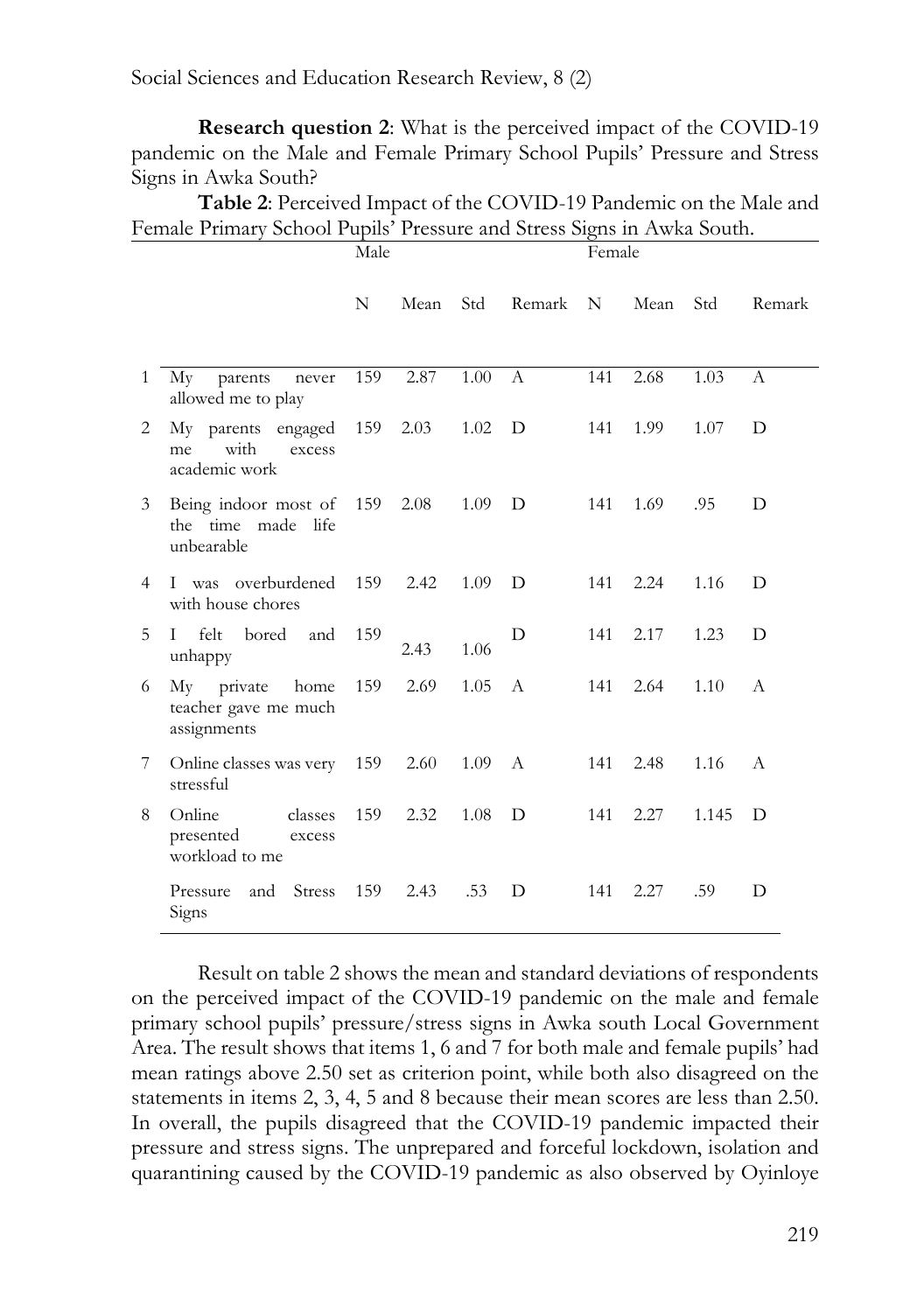**Research question 2**: What is the perceived impact of the COVID-19 pandemic on the Male and Female Primary School Pupils' Pressure and Stress Signs in Awka South?

**Table 2**: Perceived Impact of the COVID-19 Pandemic on the Male and Female Primary School Pupils' Pressure and Stress Signs in Awka South.

| | | Male | | | | Female | | | |
|---|---|---|---|---|---|---|---|---|---|
| | | N | Mean | Std | Remark | N | Mean | Std | Remark |
| 1 | My parents never allowed me to play | 159 | 2.87 | 1.00 | A | 141 | 2.68 | 1.03 | A |
| 2 | My parents engaged me with excess academic work | 159 | 2.03 | 1.02 | D | 141 | 1.99 | 1.07 | D |
| 3 | Being indoor most of the time made life unbearable | 159 | 2.08 | 1.09 | D | 141 | 1.69 | .95 | D |
| 4 | I was overburdened with house chores | 159 | 2.42 | 1.09 | D | 141 | 2.24 | 1.16 | D |
| 5 | I felt bored and unhappy | 159 | 2.43 | 1.06 | D | 141 | 2.17 | 1.23 | D |
| 6 | My private home teacher gave me much assignments | 159 | 2.69 | 1.05 | A | 141 | 2.64 | 1.10 | A |
| 7 | Online classes was very stressful | 159 | 2.60 | 1.09 | A | 141 | 2.48 | 1.16 | A |
| 8 | Online classes presented excess workload to me | 159 | 2.32 | 1.08 | D | 141 | 2.27 | 1.145 | D |
| | Pressure and Stress Signs | 159 | 2.43 | .53 | D | 141 | 2.27 | .59 | D |

Result on table 2 shows the mean and standard deviations of respondents on the perceived impact of the COVID-19 pandemic on the male and female primary school pupils' pressure/stress signs in Awka south Local Government Area. The result shows that items 1, 6 and 7 for both male and female pupils' had mean ratings above 2.50 set as criterion point, while both also disagreed on the statements in items 2, 3, 4, 5 and 8 because their mean scores are less than 2.50. In overall, the pupils disagreed that the COVID-19 pandemic impacted their pressure and stress signs. The unprepared and forceful lockdown, isolation and quarantining caused by the COVID-19 pandemic as also observed by Oyinloye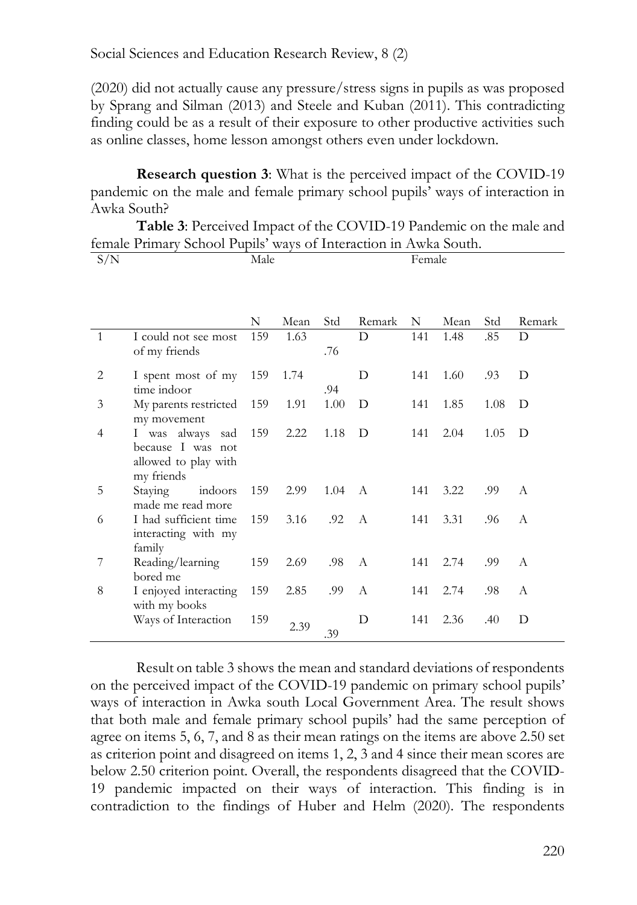(2020) did not actually cause any pressure/stress signs in pupils as was proposed by Sprang and Silman (2013) and Steele and Kuban (2011). This contradicting finding could be as a result of their exposure to other productive activities such as online classes, home lesson amongst others even under lockdown.

**Research question 3**: What is the perceived impact of the COVID-19 pandemic on the male and female primary school pupils' ways of interaction in Awka South?

**Table 3**: Perceived Impact of the COVID-19 Pandemic on the male and female Primary School Pupils' ways of Interaction in Awka South.

| S/N | | Male | | | | Female | | | |
|---|---|---|---|---|---|---|---|---|---|
| | | N | Mean | Std | Remark | N | Mean | Std | Remark |
| 1 | I could not see most of my friends | 159 | 1.63 | .76 | D | 141 | 1.48 | .85 | D |
| 2 | I spent most of my time indoor | 159 | 1.74 | .94 | D | 141 | 1.60 | .93 | D |
| 3 | My parents restricted my movement | 159 | 1.91 | 1.00 | D | 141 | 1.85 | 1.08 | D |
| 4 | I was always sad because I was not allowed to play with my friends | 159 | 2.22 | 1.18 | D | 141 | 2.04 | 1.05 | D |
| 5 | Staying indoors made me read more | 159 | 2.99 | 1.04 | A | 141 | 3.22 | .99 | A |
| 6 | I had sufficient time interacting with my family | 159 | 3.16 | .92 | A | 141 | 3.31 | .96 | A |
| 7 | Reading/learning bored me | 159 | 2.69 | .98 | A | 141 | 2.74 | .99 | A |
| 8 | I enjoyed interacting with my books | 159 | 2.85 | .99 | A | 141 | 2.74 | .98 | A |
| | Ways of Interaction | 159 | 2.39 | .39 | D | 141 | 2.36 | .40 | D |

Result on table 3 shows the mean and standard deviations of respondents on the perceived impact of the COVID-19 pandemic on primary school pupils' ways of interaction in Awka south Local Government Area. The result shows that both male and female primary school pupils' had the same perception of agree on items 5, 6, 7, and 8 as their mean ratings on the items are above 2.50 set as criterion point and disagreed on items 1, 2, 3 and 4 since their mean scores are below 2.50 criterion point. Overall, the respondents disagreed that the COVID-19 pandemic impacted on their ways of interaction. This finding is in contradiction to the findings of Huber and Helm (2020). The respondents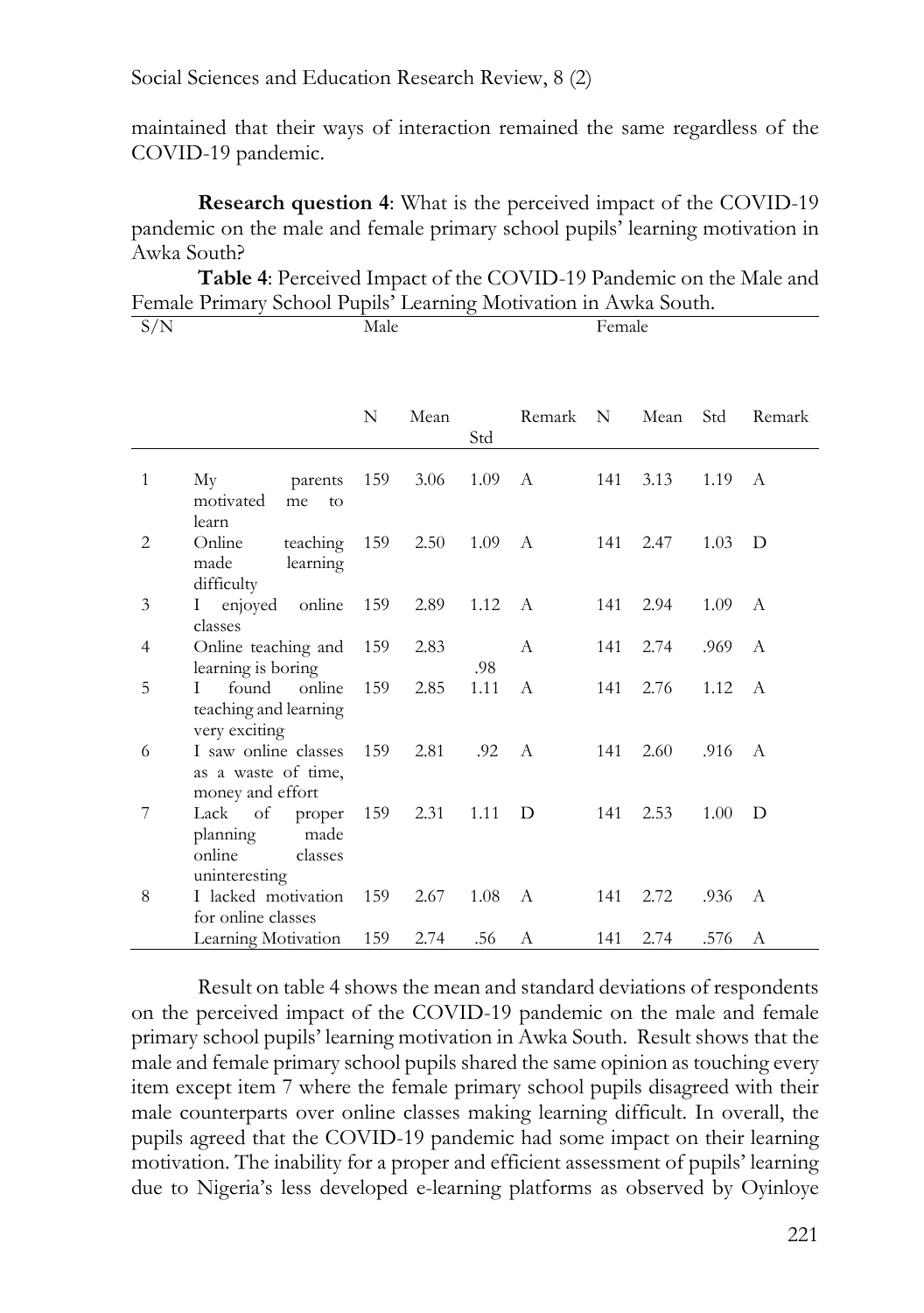maintained that their ways of interaction remained the same regardless of the COVID-19 pandemic.

**Research question 4**: What is the perceived impact of the COVID-19 pandemic on the male and female primary school pupils' learning motivation in Awka South?

**Table 4**: Perceived Impact of the COVID-19 Pandemic on the Male and Female Primary School Pupils' Learning Motivation in Awka South.

| S/N | | Male | | | | Female | | | |
|---|---|---|---|---|---|---|---|---|---|
| | | N | Mean | Std | Remark | N | Mean | Std | Remark |
| 1 | My parents motivated me to learn | 159 | 3.06 | 1.09 | A | 141 | 3.13 | 1.19 | A |
| 2 | Online teaching made learning difficulty | 159 | 2.50 | 1.09 | A | 141 | 2.47 | 1.03 | D |
| 3 | I enjoyed online classes | 159 | 2.89 | 1.12 | A | 141 | 2.94 | 1.09 | A |
| 4 | Online teaching and learning is boring | 159 | 2.83 | .98 | A | 141 | 2.74 | .969 | A |
| 5 | I found online teaching and learning very exciting | 159 | 2.85 | 1.11 | A | 141 | 2.76 | 1.12 | A |
| 6 | I saw online classes as a waste of time, money and effort | 159 | 2.81 | .92 | A | 141 | 2.60 | .916 | A |
| 7 | Lack of proper planning made online classes uninteresting | 159 | 2.31 | 1.11 | D | 141 | 2.53 | 1.00 | D |
| 8 | I lacked motivation for online classes | 159 | 2.67 | 1.08 | A | 141 | 2.72 | .936 | A |
| | Learning Motivation | 159 | 2.74 | .56 | A | 141 | 2.74 | .576 | A |

Result on table 4 shows the mean and standard deviations of respondents on the perceived impact of the COVID-19 pandemic on the male and female primary school pupils' learning motivation in Awka South. Result shows that the male and female primary school pupils shared the same opinion as touching every item except item 7 where the female primary school pupils disagreed with their male counterparts over online classes making learning difficult. In overall, the pupils agreed that the COVID-19 pandemic had some impact on their learning motivation. The inability for a proper and efficient assessment of pupils' learning due to Nigeria's less developed e-learning platforms as observed by Oyinloye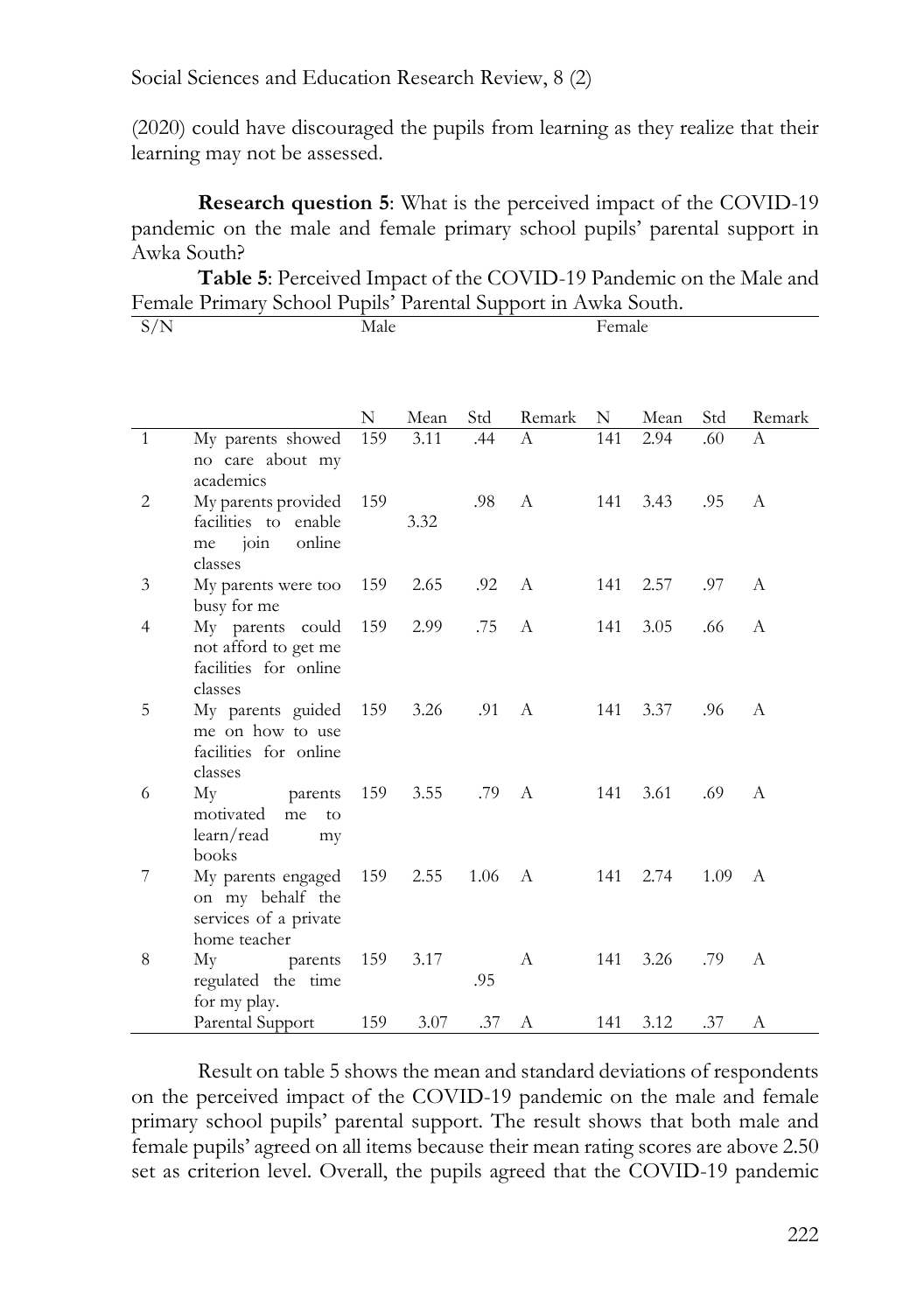(2020) could have discouraged the pupils from learning as they realize that their learning may not be assessed.

**Research question 5**: What is the perceived impact of the COVID-19 pandemic on the male and female primary school pupils' parental support in Awka South?

**Table 5**: Perceived Impact of the COVID-19 Pandemic on the Male and Female Primary School Pupils' Parental Support in Awka South.

| S/N | | Male | | | | Female | | | |
|---|---|---|---|---|---|---|---|---|---|
| | | N | Mean | Std | Remark | N | Mean | Std | Remark |
| 1 | My parents showed no care about my academics | 159 | 3.11 | .44 | A | 141 | 2.94 | .60 | A |
| 2 | My parents provided facilities to enable me join online classes | 159 | 3.32 | .98 | A | 141 | 3.43 | .95 | A |
| 3 | My parents were too busy for me | 159 | 2.65 | .92 | A | 141 | 2.57 | .97 | A |
| 4 | My parents could not afford to get me facilities for online classes | 159 | 2.99 | .75 | A | 141 | 3.05 | .66 | A |
| 5 | My parents guided me on how to use facilities for online classes | 159 | 3.26 | .91 | A | 141 | 3.37 | .96 | A |
| 6 | My parents motivated me to learn/read my books | 159 | 3.55 | .79 | A | 141 | 3.61 | .69 | A |
| 7 | My parents engaged on my behalf the services of a private home teacher | 159 | 2.55 | 1.06 | A | 141 | 2.74 | 1.09 | A |
| 8 | My parents regulated the time for my play. | 159 | 3.17 | .95 | A | 141 | 3.26 | .79 | A |
| | Parental Support | 159 | 3.07 | .37 | A | 141 | 3.12 | .37 | A |

Result on table 5 shows the mean and standard deviations of respondents on the perceived impact of the COVID-19 pandemic on the male and female primary school pupils' parental support. The result shows that both male and female pupils' agreed on all items because their mean rating scores are above 2.50 set as criterion level. Overall, the pupils agreed that the COVID-19 pandemic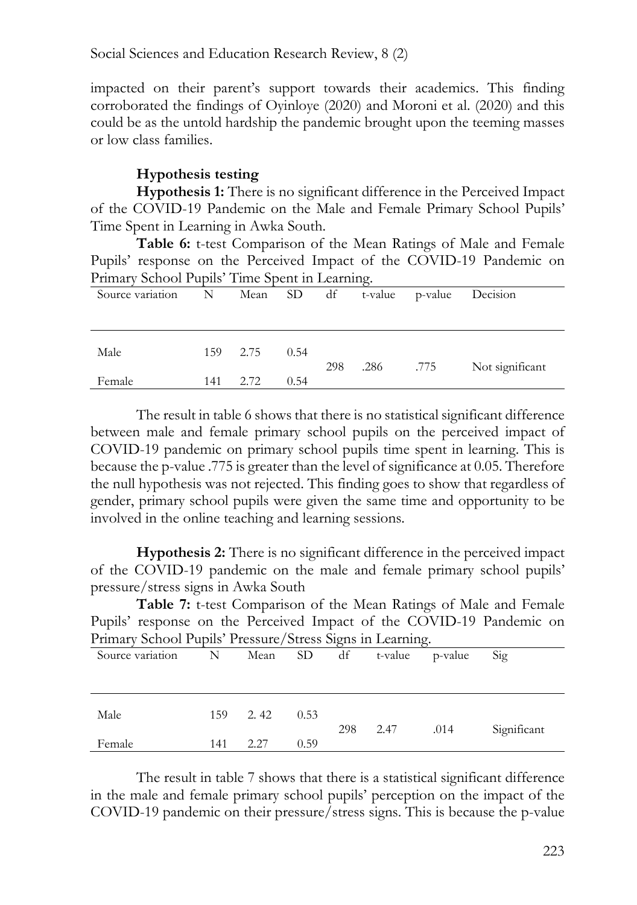impacted on their parent's support towards their academics. This finding corroborated the findings of Oyinloye (2020) and Moroni et al. (2020) and this could be as the untold hardship the pandemic brought upon the teeming masses or low class families.

### Hypothesis testing

**Hypothesis 1:** There is no significant difference in the Perceived Impact of the COVID-19 Pandemic on the Male and Female Primary School Pupils' Time Spent in Learning in Awka South.

**Table 6:** t-test Comparison of the Mean Ratings of Male and Female Pupils' response on the Perceived Impact of the COVID-19 Pandemic on Primary School Pupils' Time Spent in Learning.

| Source variation | N | Mean | SD | df | t-value | p-value | Decision |
|---|---|---|---|---|---|---|---|
| Male | 159 | 2.75 | 0.54 | 298 | .286 | .775 | Not significant |
| Female | 141 | 2.72 | 0.54 | | | | |

The result in table 6 shows that there is no statistical significant difference between male and female primary school pupils on the perceived impact of COVID-19 pandemic on primary school pupils time spent in learning. This is because the p-value .775 is greater than the level of significance at 0.05. Therefore the null hypothesis was not rejected. This finding goes to show that regardless of gender, primary school pupils were given the same time and opportunity to be involved in the online teaching and learning sessions.

**Hypothesis 2:** There is no significant difference in the perceived impact of the COVID-19 pandemic on the male and female primary school pupils' pressure/stress signs in Awka South

**Table 7:** t-test Comparison of the Mean Ratings of Male and Female Pupils' response on the Perceived Impact of the COVID-19 Pandemic on Primary School Pupils' Pressure/Stress Signs in Learning.

| Source variation | N | Mean | SD | df | t-value | p-value | Sig |
|---|---|---|---|---|---|---|---|
| Male | 159 | 2. 42 | 0.53 | 298 | 2.47 | .014 | Significant |
| Female | 141 | 2.27 | 0.59 | | | | |

The result in table 7 shows that there is a statistical significant difference in the male and female primary school pupils' perception on the impact of the COVID-19 pandemic on their pressure/stress signs. This is because the p-value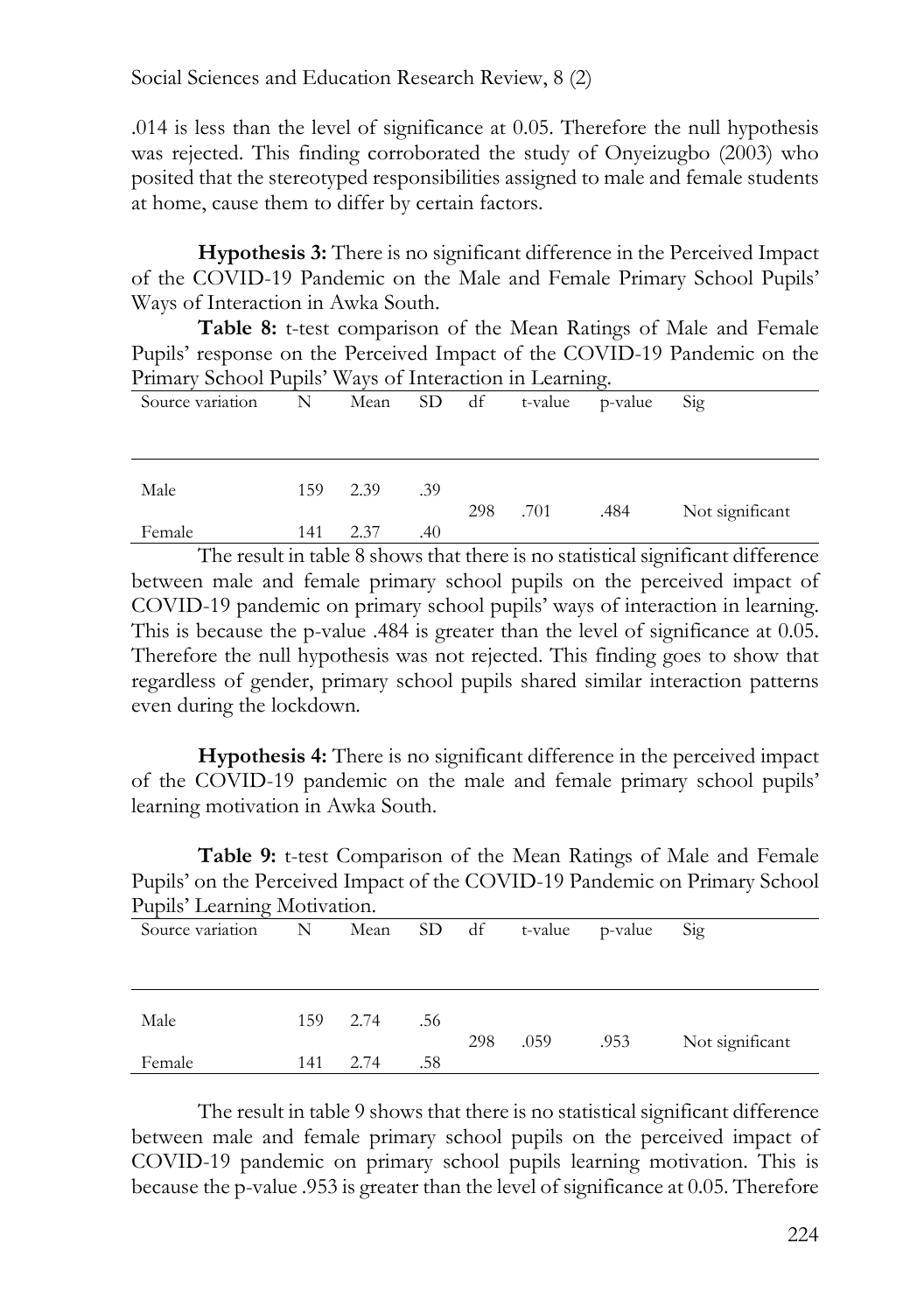.014 is less than the level of significance at 0.05. Therefore the null hypothesis was rejected. This finding corroborated the study of Onyeizugbo (2003) who posited that the stereotyped responsibilities assigned to male and female students at home, cause them to differ by certain factors.

**Hypothesis 3:** There is no significant difference in the Perceived Impact of the COVID-19 Pandemic on the Male and Female Primary School Pupils' Ways of Interaction in Awka South.

**Table 8:** t-test comparison of the Mean Ratings of Male and Female Pupils' response on the Perceived Impact of the COVID-19 Pandemic on the Primary School Pupils' Ways of Interaction in Learning.

| Source variation | N | Mean | SD | df | t-value | p-value | Sig |
|---|---|---|---|---|---|---|---|
| Male | 159 | 2.39 | .39 | 298 | .701 | .484 | Not significant |
| Female | 141 | 2.37 | .40 | | | | |

The result in table 8 shows that there is no statistical significant difference between male and female primary school pupils on the perceived impact of COVID-19 pandemic on primary school pupils' ways of interaction in learning. This is because the p-value .484 is greater than the level of significance at 0.05. Therefore the null hypothesis was not rejected. This finding goes to show that regardless of gender, primary school pupils shared similar interaction patterns even during the lockdown.

**Hypothesis 4:** There is no significant difference in the perceived impact of the COVID-19 pandemic on the male and female primary school pupils' learning motivation in Awka South.

**Table 9:** t-test Comparison of the Mean Ratings of Male and Female Pupils' on the Perceived Impact of the COVID-19 Pandemic on Primary School Pupils' Learning Motivation.

| Source variation | N | Mean | SD | df | t-value | p-value | Sig |
|---|---|---|---|---|---|---|---|
| Male | 159 | 2.74 | .56 | 298 | .059 | .953 | Not significant |
| Female | 141 | 2.74 | .58 | | | | |

The result in table 9 shows that there is no statistical significant difference between male and female primary school pupils on the perceived impact of COVID-19 pandemic on primary school pupils learning motivation. This is because the p-value .953 is greater than the level of significance at 0.05. Therefore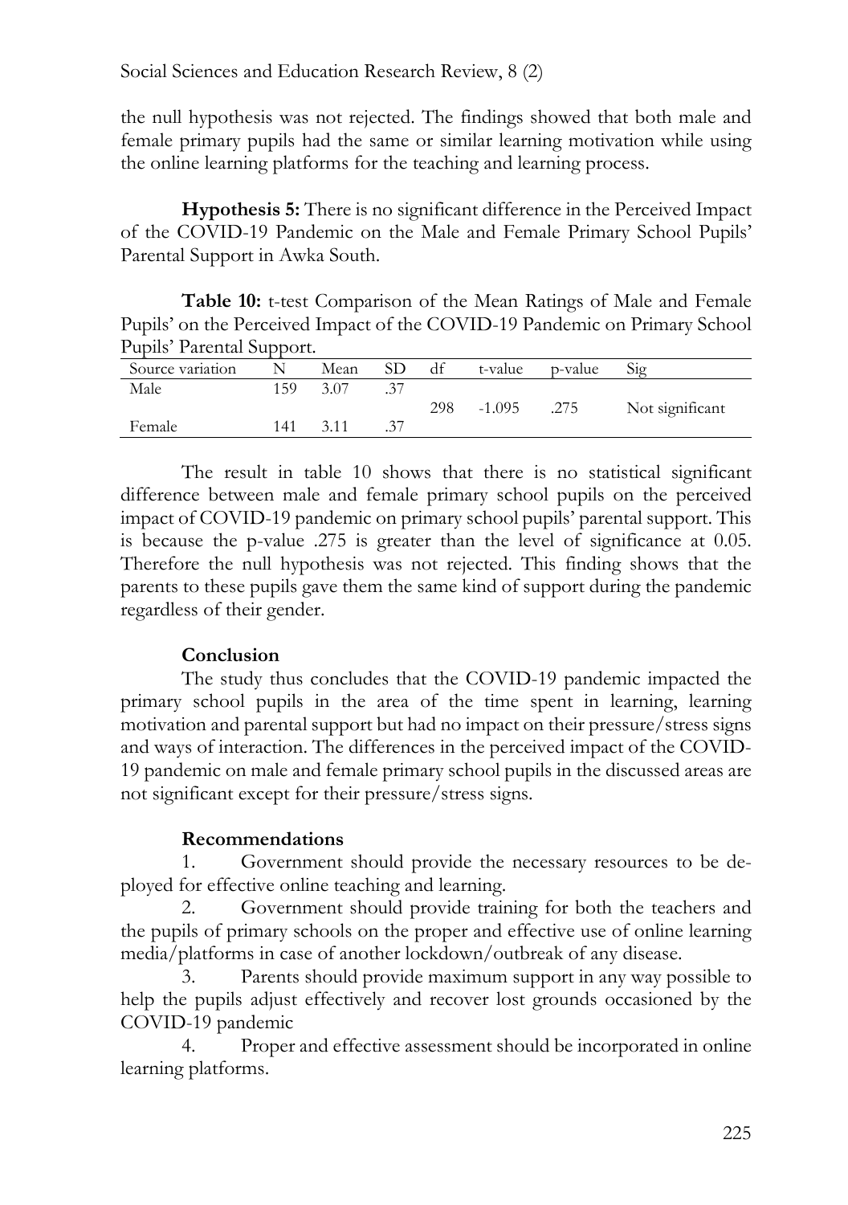the null hypothesis was not rejected. The findings showed that both male and female primary pupils had the same or similar learning motivation while using the online learning platforms for the teaching and learning process.

**Hypothesis 5:** There is no significant difference in the Perceived Impact of the COVID-19 Pandemic on the Male and Female Primary School Pupils' Parental Support in Awka South.

**Table 10:** t-test Comparison of the Mean Ratings of Male and Female Pupils' on the Perceived Impact of the COVID-19 Pandemic on Primary School Pupils' Parental Support.

| Source variation | N | Mean | SD | df | t-value | p-value | Sig |
|---|---|---|---|---|---|---|---|
| Male | 159 | 3.07 | .37 | | | | |
| | | | | 298 | -1.095 | .275 | Not significant |
| Female | 141 | 3.11 | .37 | | | | |

The result in table 10 shows that there is no statistical significant difference between male and female primary school pupils on the perceived impact of COVID-19 pandemic on primary school pupils' parental support. This is because the p-value .275 is greater than the level of significance at 0.05. Therefore the null hypothesis was not rejected. This finding shows that the parents to these pupils gave them the same kind of support during the pandemic regardless of their gender.

## Conclusion

The study thus concludes that the COVID-19 pandemic impacted the primary school pupils in the area of the time spent in learning, learning motivation and parental support but had no impact on their pressure/stress signs and ways of interaction. The differences in the perceived impact of the COVID-19 pandemic on male and female primary school pupils in the discussed areas are not significant except for their pressure/stress signs.

## Recommendations

1. Government should provide the necessary resources to be de-ployed for effective online teaching and learning.
2. Government should provide training for both the teachers and the pupils of primary schools on the proper and effective use of online learning media/platforms in case of another lockdown/outbreak of any disease.
3. Parents should provide maximum support in any way possible to help the pupils adjust effectively and recover lost grounds occasioned by the COVID-19 pandemic
4. Proper and effective assessment should be incorporated in online learning platforms.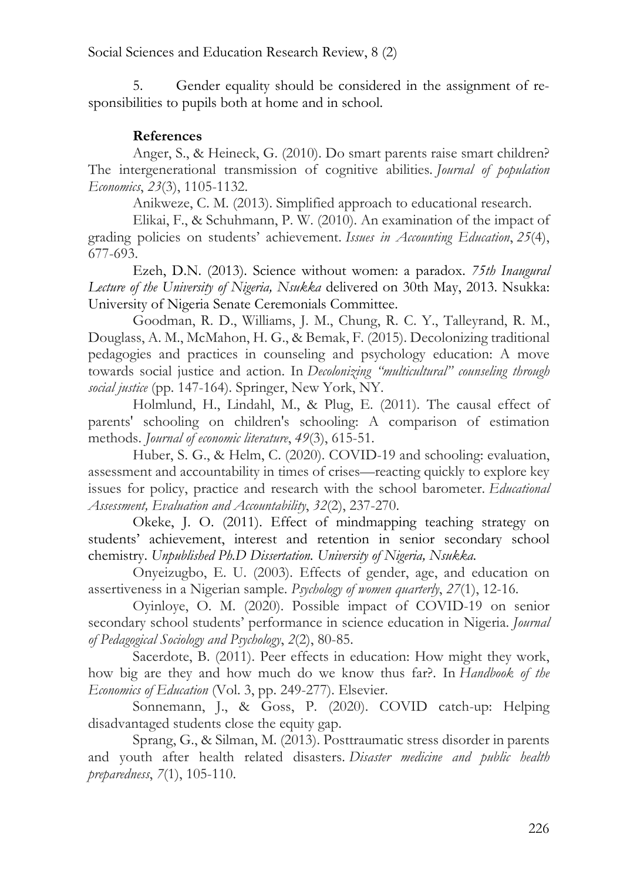5. Gender equality should be considered in the assignment of responsibilities to pupils both at home and in school.

## References

Anger, S., & Heineck, G. (2010). Do smart parents raise smart children? The intergenerational transmission of cognitive abilities. *Journal of population Economics*, *23*(3), 1105-1132.

Anikweze, C. M. (2013). Simplified approach to educational research.

Elikai, F., & Schuhmann, P. W. (2010). An examination of the impact of grading policies on students' achievement. *Issues in Accounting Education*, *25*(4), 677-693.

Ezeh, D.N. (2013). Science without women: a paradox. *75th Inaugural Lecture of the University of Nigeria, Nsukka* delivered on 30th May, 2013. Nsukka: University of Nigeria Senate Ceremonials Committee.

Goodman, R. D., Williams, J. M., Chung, R. C. Y., Talleyrand, R. M., Douglass, A. M., McMahon, H. G., & Bemak, F. (2015). Decolonizing traditional pedagogies and practices in counseling and psychology education: A move towards social justice and action. In *Decolonizing "multicultural" counseling through social justice* (pp. 147-164). Springer, New York, NY.

Holmlund, H., Lindahl, M., & Plug, E. (2011). The causal effect of parents' schooling on children's schooling: A comparison of estimation methods. *Journal of economic literature*, *49*(3), 615-51.

Huber, S. G., & Helm, C. (2020). COVID-19 and schooling: evaluation, assessment and accountability in times of crises—reacting quickly to explore key issues for policy, practice and research with the school barometer. *Educational Assessment, Evaluation and Accountability*, *32*(2), 237-270.

Okeke, J. O. (2011). Effect of mindmapping teaching strategy on students' achievement, interest and retention in senior secondary school chemistry. *Unpublished Ph.D Dissertation. University of Nigeria, Nsukka.*

Onyeizugbo, E. U. (2003). Effects of gender, age, and education on assertiveness in a Nigerian sample. *Psychology of women quarterly*, *27*(1), 12-16.

Oyinloye, O. M. (2020). Possible impact of COVID-19 on senior secondary school students' performance in science education in Nigeria. *Journal of Pedagogical Sociology and Psychology*, *2*(2), 80-85.

Sacerdote, B. (2011). Peer effects in education: How might they work, how big are they and how much do we know thus far?. In *Handbook of the Economics of Education* (Vol. 3, pp. 249-277). Elsevier.

Sonnemann, J., & Goss, P. (2020). COVID catch-up: Helping disadvantaged students close the equity gap.

Sprang, G., & Silman, M. (2013). Posttraumatic stress disorder in parents and youth after health related disasters. *Disaster medicine and public health preparedness*, *7*(1), 105-110.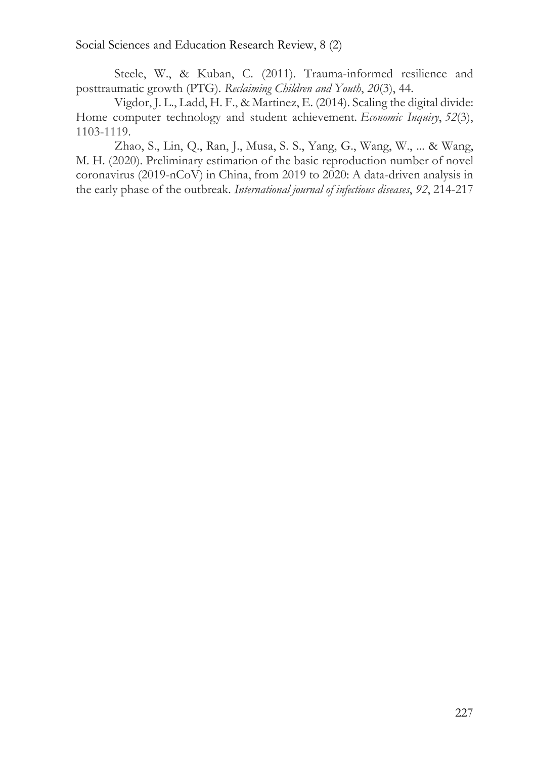Steele, W., & Kuban, C. (2011). Trauma-informed resilience and posttraumatic growth (PTG). *Reclaiming Children and Youth*, *20*(3), 44.

Vigdor, J. L., Ladd, H. F., & Martinez, E. (2014). Scaling the digital divide: Home computer technology and student achievement. *Economic Inquiry*, *52*(3), 1103-1119.

Zhao, S., Lin, Q., Ran, J., Musa, S. S., Yang, G., Wang, W., ... & Wang, M. H. (2020). Preliminary estimation of the basic reproduction number of novel coronavirus (2019-nCoV) in China, from 2019 to 2020: A data-driven analysis in the early phase of the outbreak. *International journal of infectious diseases*, *92*, 214-217